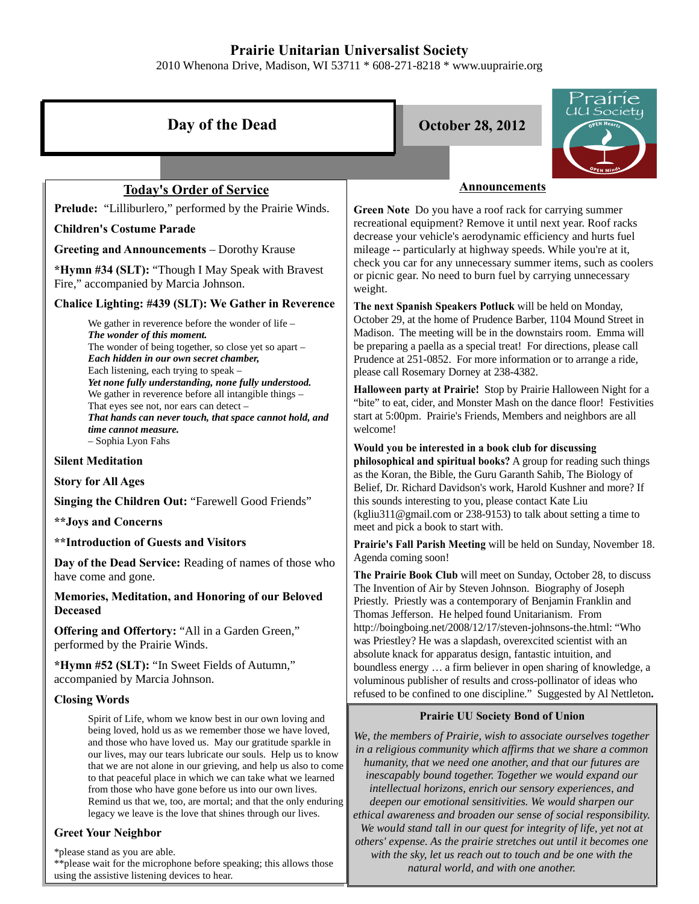# Prairie Unitarian Universalist Society

2010 Whenona Drive, Madison, WI 53711 * 608-271-8218 * www.uuprairie.org

## Day of the Dead

**October 28, 2012**

## Today's Order of Service

**Prelude:** "Lilliburlero," performed by the Prairie Winds.

**Children's Costume Parade**

**Greeting and Announcements** – Dorothy Krause

***Hymn #34 (SLT):** "Though I May Speak with Bravest Fire," accompanied by Marcia Johnson.

**Chalice Lighting: #439 (SLT): We Gather in Reverence**

> We gather in reverence before the wonder of life –
> ***The wonder of this moment.***
> The wonder of being together, so close yet so apart –
> ***Each hidden in our own secret chamber,***
> Each listening, each trying to speak –
> ***Yet none fully understanding, none fully understood.***
> We gather in reverence before all intangible things –
> That eyes see not, nor ears can detect –
> ***That hands can never touch, that space cannot hold, and time cannot measure.***
> – Sophia Lyon Fahs

**Silent Meditation**

**Story for All Ages**

**Singing the Children Out:** "Farewell Good Friends"

****Joys and Concerns**

****Introduction of Guests and Visitors**

**Day of the Dead Service:** Reading of names of those who have come and gone.

**Memories, Meditation, and Honoring of our Beloved Deceased**

**Offering and Offertory:** "All in a Garden Green," performed by the Prairie Winds.

***Hymn #52 (SLT):** "In Sweet Fields of Autumn," accompanied by Marcia Johnson.

**Closing Words**

> Spirit of Life, whom we know best in our own loving and being loved, hold us as we remember those we have loved, and those who have loved us. May our gratitude sparkle in our lives, may our tears lubricate our souls. Help us to know that we are not alone in our grieving, and help us also to come to that peaceful place in which we can take what we learned from those who have gone before us into our own lives. Remind us that we, too, are mortal; and that the only enduring legacy we leave is the love that shines through our lives.

**Greet Your Neighbor**

*please stand as you are able.
**please wait for the microphone before speaking; this allows those using the assistive listening devices to hear.

## Announcements

**Green Note** Do you have a roof rack for carrying summer recreational equipment? Remove it until next year. Roof racks decrease your vehicle's aerodynamic efficiency and hurts fuel mileage -- particularly at highway speeds. While you're at it, check you car for any unnecessary summer items, such as coolers or picnic gear. No need to burn fuel by carrying unnecessary weight.

**The next Spanish Speakers Potluck** will be held on Monday, October 29, at the home of Prudence Barber, 1104 Mound Street in Madison. The meeting will be in the downstairs room. Emma will be preparing a paella as a special treat! For directions, please call Prudence at 251-0852. For more information or to arrange a ride, please call Rosemary Dorney at 238-4382.

**Halloween party at Prairie!** Stop by Prairie Halloween Night for a "bite" to eat, cider, and Monster Mash on the dance floor! Festivities start at 5:00pm. Prairie's Friends, Members and neighbors are all welcome!

**Would you be interested in a book club for discussing philosophical and spiritual books?** A group for reading such things as the Koran, the Bible, the Guru Garanth Sahib, The Biology of Belief, Dr. Richard Davidson's work, Harold Kushner and more? If this sounds interesting to you, please contact Kate Liu (kgliu311@gmail.com or 238-9153) to talk about setting a time to meet and pick a book to start with.

**Prairie's Fall Parish Meeting** will be held on Sunday, November 18. Agenda coming soon!

**The Prairie Book Club** will meet on Sunday, October 28, to discuss The Invention of Air by Steven Johnson. Biography of Joseph Priestly. Priestly was a contemporary of Benjamin Franklin and Thomas Jefferson. He helped found Unitarianism. From http://boingboing.net/2008/12/17/steven-johnsons-the.html: "Who was Priestley? He was a slapdash, overexcited scientist with an absolute knack for apparatus design, fantastic intuition, and boundless energy … a firm believer in open sharing of knowledge, a voluminous publisher of results and cross-pollinator of ideas who refused to be confined to one discipline." Suggested by Al Nettleton**.**

### Prairie UU Society Bond of Union

*We, the members of Prairie, wish to associate ourselves together in a religious community which affirms that we share a common humanity, that we need one another, and that our futures are inescapably bound together. Together we would expand our intellectual horizons, enrich our sensory experiences, and deepen our emotional sensitivities. We would sharpen our ethical awareness and broaden our sense of social responsibility. We would stand tall in our quest for integrity of life, yet not at others' expense. As the prairie stretches out until it becomes one with the sky, let us reach out to touch and be one with the natural world, and with one another.*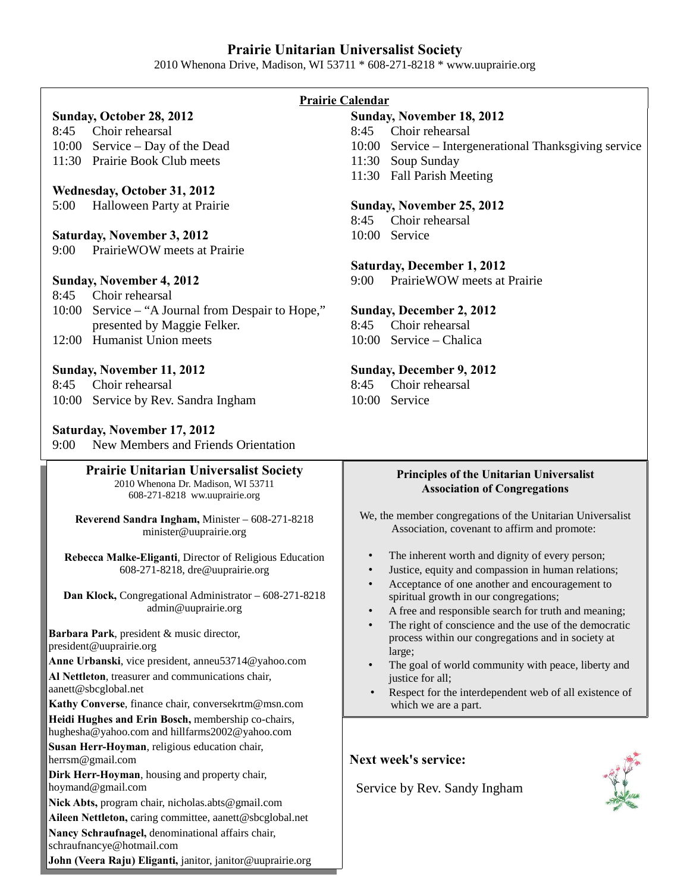## Prairie Unitarian Universalist Society

2010 Whenona Drive, Madison, WI 53711 * 608-271-8218 * www.uuprairie.org

### Prairie Calendar

**Sunday, October 28, 2012**
8:45 Choir rehearsal
10:00 Service – Day of the Dead
11:30 Prairie Book Club meets

**Wednesday, October 31, 2012**
5:00 Halloween Party at Prairie

**Saturday, November 3, 2012**
9:00 PrairieWOW meets at Prairie

**Sunday, November 4, 2012**
8:45 Choir rehearsal
10:00 Service – "A Journal from Despair to Hope," presented by Maggie Felker.
12:00 Humanist Union meets

**Sunday, November 11, 2012**
8:45 Choir rehearsal
10:00 Service by Rev. Sandra Ingham

**Saturday, November 17, 2012**
9:00 New Members and Friends Orientation

**Sunday, November 18, 2012**
8:45 Choir rehearsal
10:00 Service – Intergenerational Thanksgiving service
11:30 Soup Sunday
11:30 Fall Parish Meeting

**Sunday, November 25, 2012**
8:45 Choir rehearsal
10:00 Service

**Saturday, December 1, 2012**
9:00 PrairieWOW meets at Prairie

**Sunday, December 2, 2012**
8:45 Choir rehearsal
10:00 Service – Chalica

**Sunday, December 9, 2012**
8:45 Choir rehearsal
10:00 Service

### Prairie Unitarian Universalist Society

2010 Whenona Dr. Madison, WI 53711
608-271-8218 ww.uuprairie.org

**Reverend Sandra Ingham,** Minister – 608-271-8218
minister@uuprairie.org

**Rebecca Malke-Eliganti**, Director of Religious Education
608-271-8218, dre@uuprairie.org

**Dan Klock,** Congregational Administrator – 608-271-8218
admin@uuprairie.org

**Barbara Park**, president & music director, president@uuprairie.org
**Anne Urbanski**, vice president, anneu53714@yahoo.com
**Al Nettleton**, treasurer and communications chair, aanett@sbcglobal.net
**Kathy Converse**, finance chair, conversekrtm@msn.com
**Heidi Hughes and Erin Bosch,** membership co-chairs, hughesha@yahoo.com and hillfarms2002@yahoo.com
**Susan Herr-Hoyman**, religious education chair, herrsm@gmail.com
**Dirk Herr-Hoyman**, housing and property chair, hoymand@gmail.com
**Nick Abts,** program chair, nicholas.abts@gmail.com
**Aileen Nettleton,** caring committee, aanett@sbcglobal.net
**Nancy Schraufnagel,** denominational affairs chair, schraufnancye@hotmail.com
**John (Veera Raju) Eliganti,** janitor, janitor@uuprairie.org

### Principles of the Unitarian Universalist Association of Congregations

We, the member congregations of the Unitarian Universalist Association, covenant to affirm and promote:

- The inherent worth and dignity of every person;
- Justice, equity and compassion in human relations;
- Acceptance of one another and encouragement to spiritual growth in our congregations;
- A free and responsible search for truth and meaning;
- The right of conscience and the use of the democratic process within our congregations and in society at large;
- The goal of world community with peace, liberty and justice for all;
- Respect for the interdependent web of all existence of which we are a part.

**Next week's service:**

Service by Rev. Sandy Ingham